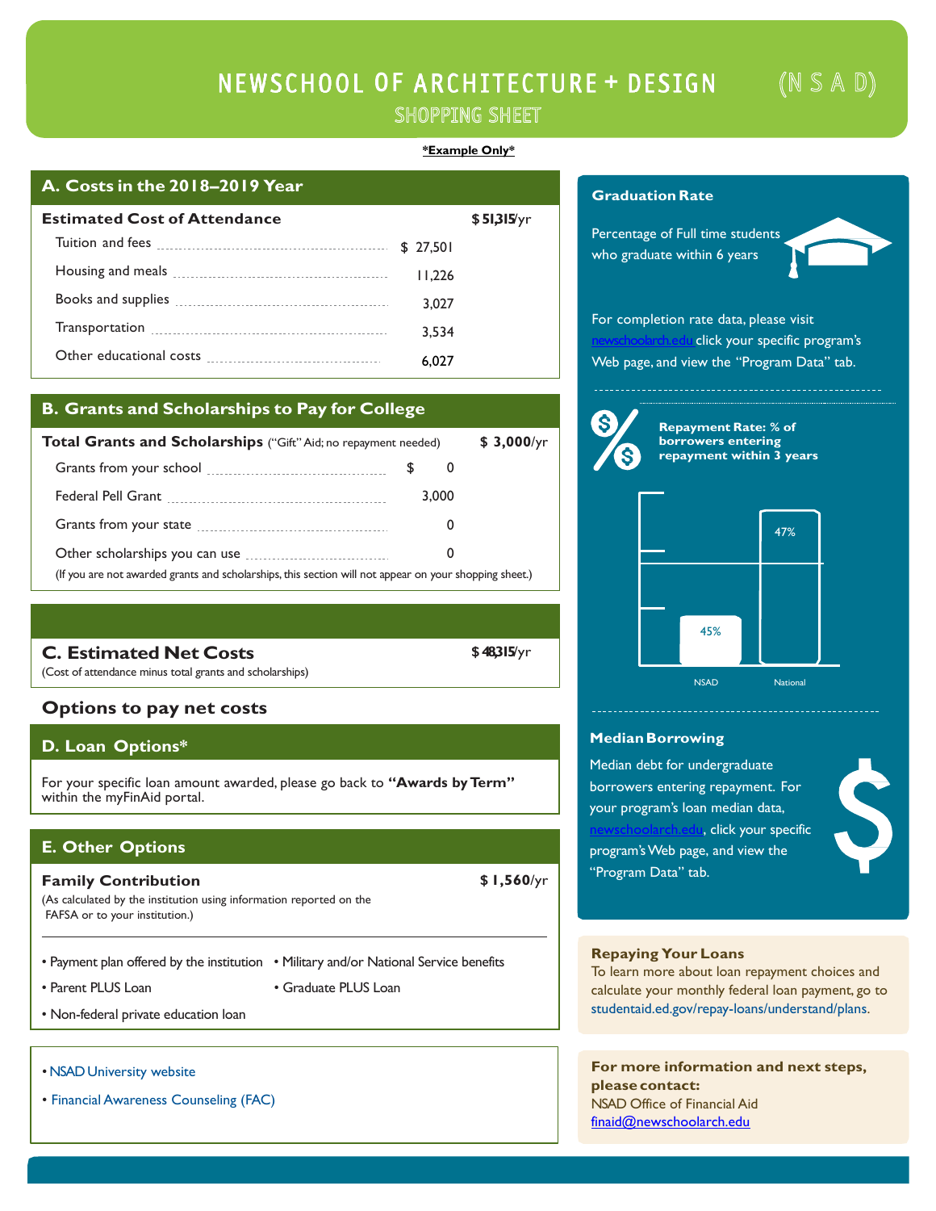# NEWSCHOOL OF ARCHITECTURE + DESIGN (N S A D)

## SHOPPING SHEET

***Example Only***

## A. Costs in the 2018–2019 Year

| **Estimated Cost of Attendance** | | **$ 51,315/yr** |
|---|---|---|
| Tuition and fees | $ 27,501 | |
| Housing and meals | 11,226 | |
| Books and supplies | 3,027 | |
| Transportation | 3,534 | |
| Other educational costs | 6,027 | |

## B. Grants and Scholarships to Pay for College

| **Total Grants and Scholarships** ("Gift" Aid; no repayment needed) | | **$ 3,000/yr** |
|---|---|---|
| Grants from your school | $ 0 | |
| Federal Pell Grant | 3,000 | |
| Grants from your state | 0 | |
| Other scholarships you can use | 0 | |

(If you are not awarded grants and scholarships, this section will not appear on your shopping sheet.)

## C. Estimated Net Costs **$ 48,315/yr**

(Cost of attendance minus total grants and scholarships)

## Options to pay net costs

## D. Loan Options*

For your specific loan amount awarded, please go back to **"Awards by Term"** within the myFinAid portal.

## E. Other Options

**Family Contribution** **$ 1,560/yr**

(As calculated by the institution using information reported on the FAFSA or to your institution.)

- Payment plan offered by the institution
- Military and/or National Service benefits
- Parent PLUS Loan
- Graduate PLUS Loan
- Non-federal private education loan

---

- NSAD University website
- Financial Awareness Counseling (FAC)

### Graduation Rate

Percentage of Full time students who graduate within 6 years

For completion rate data, please visit newschoolarch.edu click your specific program's Web page, and view the "Program Data" tab.

### Repayment Rate: % of borrowers entering repayment within 3 years

| | Rate |
|---|---|
| NSAD | 45% |
| National | 47% |

### Median Borrowing

Median debt for undergraduate borrowers entering repayment. For your program's loan median data, newschoolarch.edu, click your specific program's Web page, and view the "Program Data" tab.

### Repaying Your Loans

To learn more about loan repayment choices and calculate your monthly federal loan payment, go to studentaid.ed.gov/repay-loans/understand/plans.

### For more information and next steps, please contact:

NSAD Office of Financial Aid
finaid@newschoolarch.edu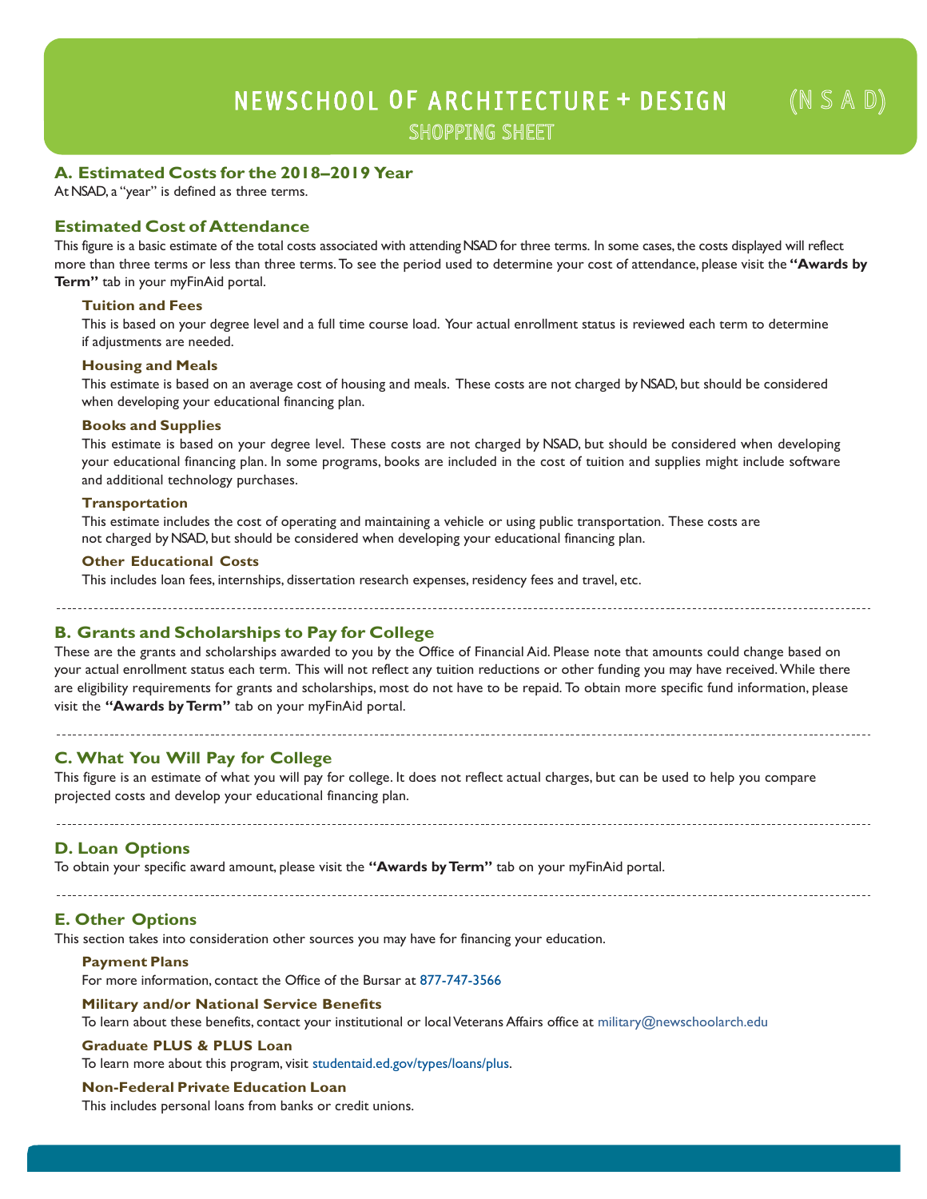# NEWSCHOOL OF ARCHITECTURE + DESIGN (N S A D)

## SHOPPING SHEET

## A. Estimated Costs for the 2018–2019 Year

At NSAD, a "year" is defined as three terms.

## Estimated Cost of Attendance

This figure is a basic estimate of the total costs associated with attending NSAD for three terms. In some cases, the costs displayed will reflect more than three terms or less than three terms. To see the period used to determine your cost of attendance, please visit the **"Awards by Term"** tab in your myFinAid portal.

### Tuition and Fees

This is based on your degree level and a full time course load. Your actual enrollment status is reviewed each term to determine if adjustments are needed.

### Housing and Meals

This estimate is based on an average cost of housing and meals. These costs are not charged by NSAD, but should be considered when developing your educational financing plan.

### Books and Supplies

This estimate is based on your degree level. These costs are not charged by NSAD, but should be considered when developing your educational financing plan. In some programs, books are included in the cost of tuition and supplies might include software and additional technology purchases.

### Transportation

This estimate includes the cost of operating and maintaining a vehicle or using public transportation. These costs are not charged by NSAD, but should be considered when developing your educational financing plan.

### Other Educational Costs

This includes loan fees, internships, dissertation research expenses, residency fees and travel, etc.

---

## B. Grants and Scholarships to Pay for College

These are the grants and scholarships awarded to you by the Office of Financial Aid. Please note that amounts could change based on your actual enrollment status each term. This will not reflect any tuition reductions or other funding you may have received. While there are eligibility requirements for grants and scholarships, most do not have to be repaid. To obtain more specific fund information, please visit the **"Awards by Term"** tab on your myFinAid portal.

---

## C. What You Will Pay for College

This figure is an estimate of what you will pay for college. It does not reflect actual charges, but can be used to help you compare projected costs and develop your educational financing plan.

---

## D. Loan Options

To obtain your specific award amount, please visit the **"Awards by Term"** tab on your myFinAid portal.

---

## E. Other Options

This section takes into consideration other sources you may have for financing your education.

### Payment Plans

For more information, contact the Office of the Bursar at 877-747-3566

### Military and/or National Service Benefits

To learn about these benefits, contact your institutional or local Veterans Affairs office at military@newschoolarch.edu

### Graduate PLUS & PLUS Loan

To learn more about this program, visit studentaid.ed.gov/types/loans/plus.

### Non-Federal Private Education Loan

This includes personal loans from banks or credit unions.